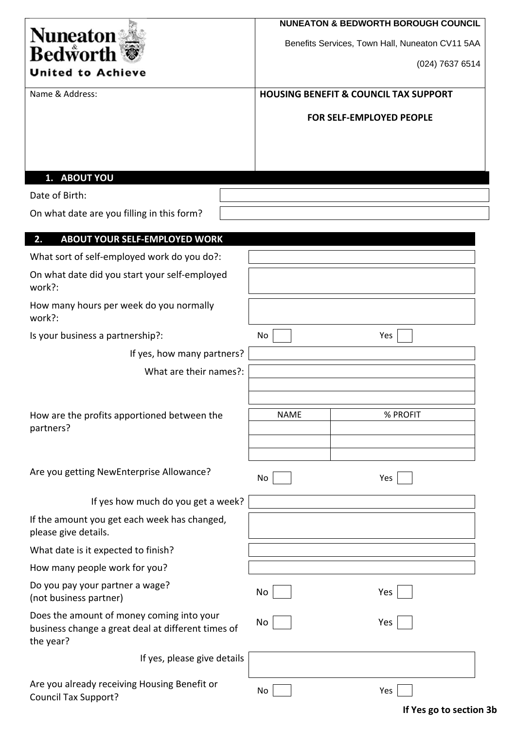Nuneaton & Bedworth

United to Achieve

**NUNEATON & BEDWORTH BOROUGH COUNCIL**

Benefits Services, Town Hall, Nuneaton CV11 5AA

(024) 7637 6514

Name & Address:

**HOUSING BENEFIT & COUNCIL TAX SUPPORT**

**FOR SELF-EMPLOYED PEOPLE**

## 1. ABOUT YOU

| | |
|---|---|
| Date of Birth: | |
| On what date are you filling in this form? | |

## 2. ABOUT YOUR SELF-EMPLOYED WORK

| | | |
|---|---|---|
| What sort of self-employed work do you do?: | | |
| On what date did you start your self-employed work?: | | |
| How many hours per week do you normally work?: | | |
| Is your business a partnership?: | No ☐ | Yes ☐ |
| If yes, how many partners? | | |
| What are their names?: | | |
| How are the profits apportioned between the partners? | NAME | % PROFIT |
| | | |
| | | |
| | | |
| Are you getting NewEnterprise Allowance? | No ☐ | Yes ☐ |
| If yes how much do you get a week? | | |
| If the amount you get each week has changed, please give details. | | |
| What date is it expected to finish? | | |
| How many people work for you? | | |
| Do you pay your partner a wage? (not business partner) | No ☐ | Yes ☐ |
| Does the amount of money coming into your business change a great deal at different times of the year? | No ☐ | Yes ☐ |
| If yes, please give details | | |
| Are you already receiving Housing Benefit or Council Tax Support? | No ☐ | Yes ☐ |

**If Yes go to section 3b**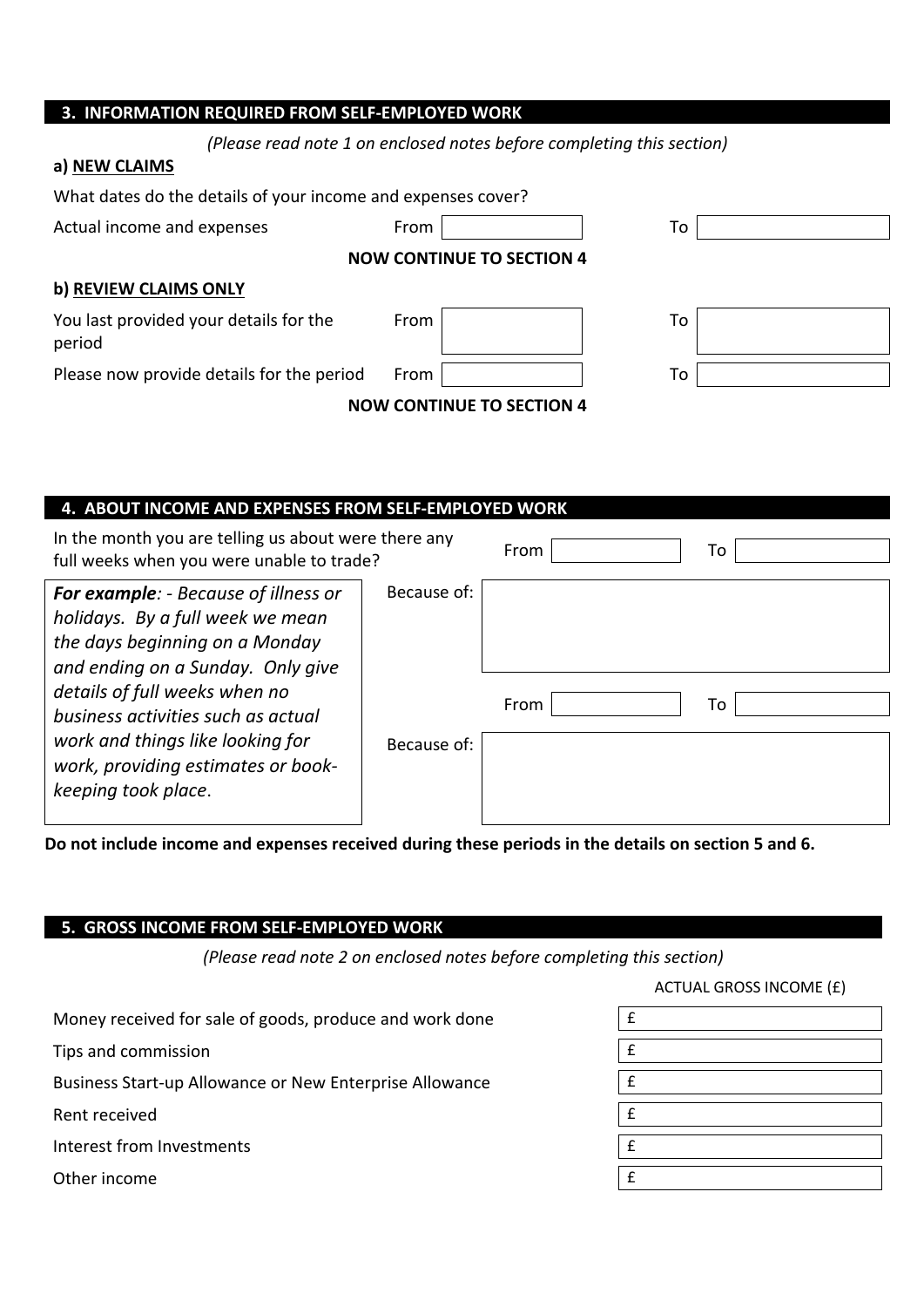## 3. INFORMATION REQUIRED FROM SELF-EMPLOYED WORK

*(Please read note 1 on enclosed notes before completing this section)*

**a) NEW CLAIMS**

What dates do the details of your income and expenses cover?

| | | |
|---|---|---|
| Actual income and expenses | From | To |

**NOW CONTINUE TO SECTION 4**

**b) REVIEW CLAIMS ONLY**

| | | |
|---|---|---|
| You last provided your details for the period | From | To |
| Please now provide details for the period | From | To |

**NOW CONTINUE TO SECTION 4**

## 4. ABOUT INCOME AND EXPENSES FROM SELF-EMPLOYED WORK

In the month you are telling us about were there any full weeks when you were unable to trade? From To

***For example**: - Because of illness or holidays. By a full week we mean the days beginning on a Monday and ending on a Sunday. Only give details of full weeks when no business activities such as actual work and things like looking for work, providing estimates or book-keeping took place.*

Because of:

From To

Because of:

**Do not include income and expenses received during these periods in the details on section 5 and 6.**

## 5. GROSS INCOME FROM SELF-EMPLOYED WORK

*(Please read note 2 on enclosed notes before completing this section)*

| | ACTUAL GROSS INCOME (£) |
|---|---|
| Money received for sale of goods, produce and work done | £ |
| Tips and commission | £ |
| Business Start-up Allowance or New Enterprise Allowance | £ |
| Rent received | £ |
| Interest from Investments | £ |
| Other income | £ |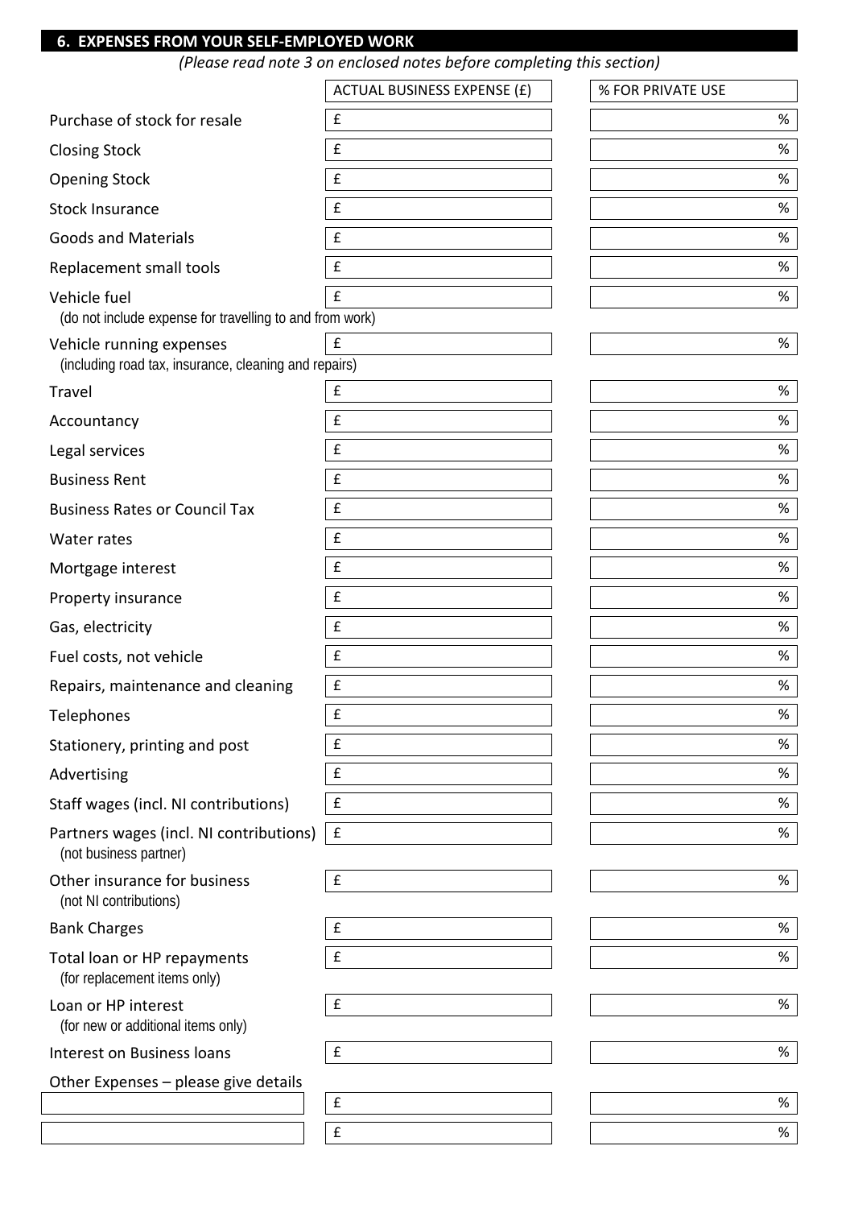## 6. EXPENSES FROM YOUR SELF-EMPLOYED WORK

*(Please read note 3 on enclosed notes before completing this section)*

| | ACTUAL BUSINESS EXPENSE (£) | % FOR PRIVATE USE |
|---|---|---|
| Purchase of stock for resale | £ | % |
| Closing Stock | £ | % |
| Opening Stock | £ | % |
| Stock Insurance | £ | % |
| Goods and Materials | £ | % |
| Replacement small tools | £ | % |
| Vehicle fuel (do not include expense for travelling to and from work) | £ | % |
| Vehicle running expenses (including road tax, insurance, cleaning and repairs) | £ | % |
| Travel | £ | % |
| Accountancy | £ | % |
| Legal services | £ | % |
| Business Rent | £ | % |
| Business Rates or Council Tax | £ | % |
| Water rates | £ | % |
| Mortgage interest | £ | % |
| Property insurance | £ | % |
| Gas, electricity | £ | % |
| Fuel costs, not vehicle | £ | % |
| Repairs, maintenance and cleaning | £ | % |
| Telephones | £ | % |
| Stationery, printing and post | £ | % |
| Advertising | £ | % |
| Staff wages (incl. NI contributions) | £ | % |
| Partners wages (incl. NI contributions) (not business partner) | £ | % |
| Other insurance for business (not NI contributions) | £ | % |
| Bank Charges | £ | % |
| Total loan or HP repayments (for replacement items only) | £ | % |
| Loan or HP interest (for new or additional items only) | £ | % |
| Interest on Business loans | £ | % |
| Other Expenses – please give details | | |
| | £ | % |
| | £ | % |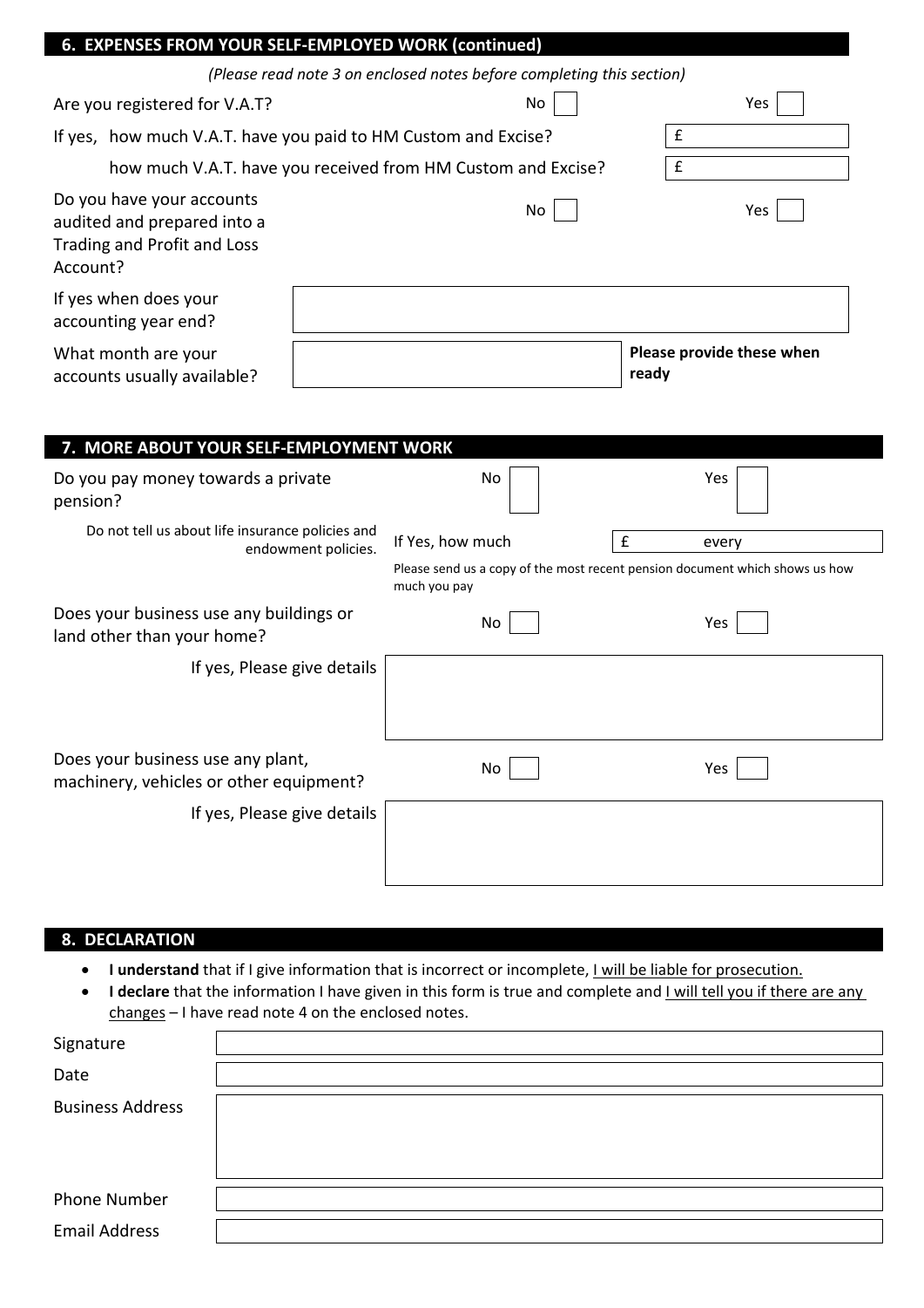## 6. EXPENSES FROM YOUR SELF-EMPLOYED WORK (continued)

*(Please read note 3 on enclosed notes before completing this section)*

| | | |
|---|---|---|
| Are you registered for V.A.T? | No ☐ | Yes ☐ |
| If yes, how much V.A.T. have you paid to HM Custom and Excise? | | £ |
| how much V.A.T. have you received from HM Custom and Excise? | | £ |
| Do you have your accounts audited and prepared into a Trading and Profit and Loss Account? | No ☐ | Yes ☐ |
| If yes when does your accounting year end? | | |
| What month are your accounts usually available? | | **Please provide these when ready** |

## 7. MORE ABOUT YOUR SELF-EMPLOYMENT WORK

| | | |
|---|---|---|
| Do you pay money towards a private pension? | No ☐ | Yes ☐ |
| Do not tell us about life insurance policies and endowment policies. | If Yes, how much | £ every |
| | Please send us a copy of the most recent pension document which shows us how much you pay | |
| Does your business use any buildings or land other than your home? | No ☐ | Yes ☐ |
| If yes, Please give details | | |
| Does your business use any plant, machinery, vehicles or other equipment? | No ☐ | Yes ☐ |
| If yes, Please give details | | |

## 8. DECLARATION

- **I understand** that if I give information that is incorrect or incomplete, I will be liable for prosecution.
- **I declare** that the information I have given in this form is true and complete and I will tell you if there are any changes – I have read note 4 on the enclosed notes.

| | |
|---|---|
| Signature | |
| Date | |
| Business Address | |
| Phone Number | |
| Email Address | |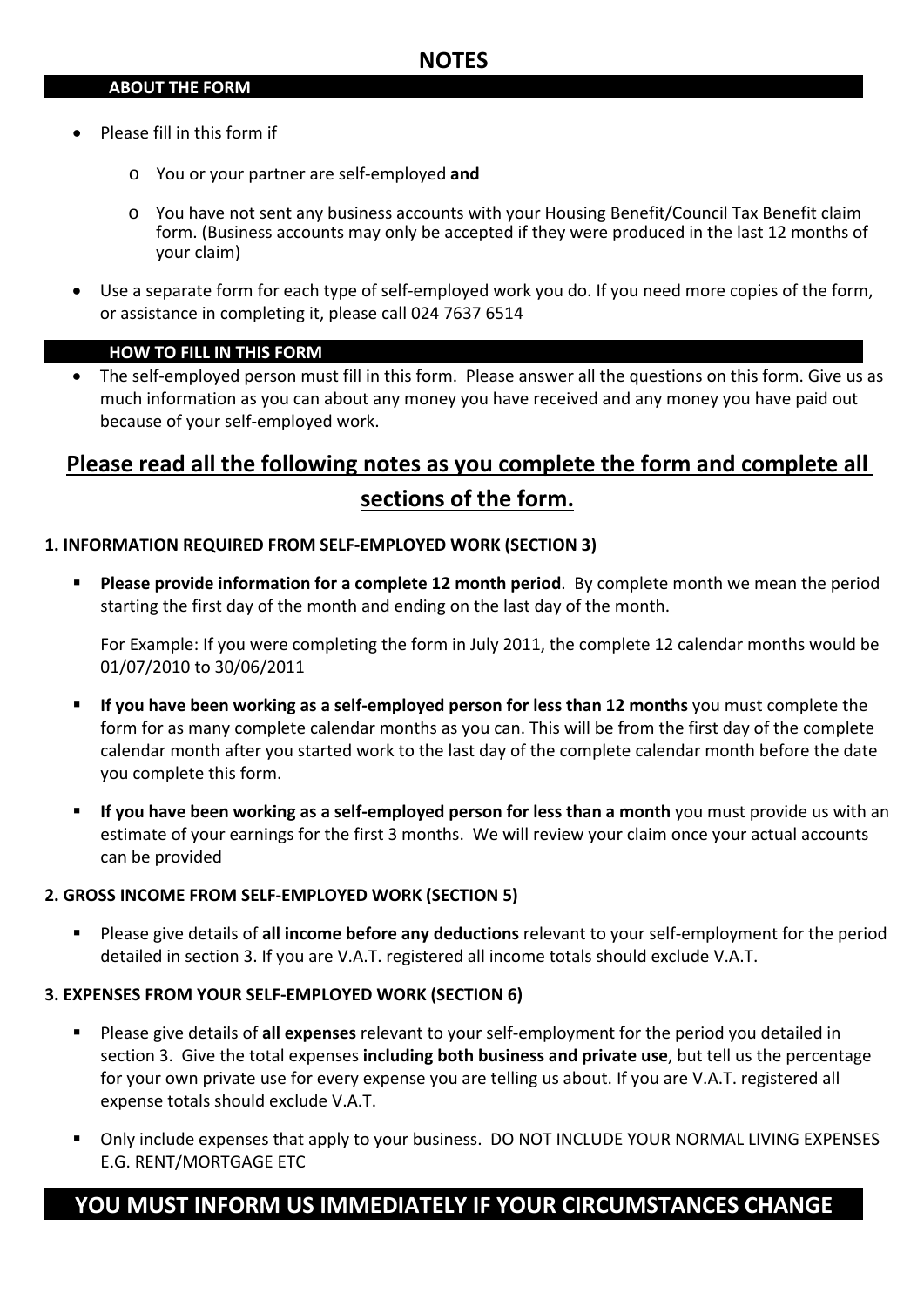# NOTES

## ABOUT THE FORM

- Please fill in this form if
  - You or your partner are self-employed **and**
  - You have not sent any business accounts with your Housing Benefit/Council Tax Benefit claim form. (Business accounts may only be accepted if they were produced in the last 12 months of your claim)
- Use a separate form for each type of self-employed work you do. If you need more copies of the form, or assistance in completing it, please call 024 7637 6514

## HOW TO FILL IN THIS FORM

- The self-employed person must fill in this form. Please answer all the questions on this form. Give us as much information as you can about any money you have received and any money you have paid out because of your self-employed work.

## Please read all the following notes as you complete the form and complete all sections of the form.

**1. INFORMATION REQUIRED FROM SELF-EMPLOYED WORK (SECTION 3)**

- **Please provide information for a complete 12 month period**. By complete month we mean the period starting the first day of the month and ending on the last day of the month.

  For Example: If you were completing the form in July 2011, the complete 12 calendar months would be 01/07/2010 to 30/06/2011

- **If you have been working as a self-employed person for less than 12 months** you must complete the form for as many complete calendar months as you can. This will be from the first day of the complete calendar month after you started work to the last day of the complete calendar month before the date you complete this form.

- **If you have been working as a self-employed person for less than a month** you must provide us with an estimate of your earnings for the first 3 months. We will review your claim once your actual accounts can be provided

**2. GROSS INCOME FROM SELF-EMPLOYED WORK (SECTION 5)**

- Please give details of **all income before any deductions** relevant to your self-employment for the period detailed in section 3. If you are V.A.T. registered all income totals should exclude V.A.T.

**3. EXPENSES FROM YOUR SELF-EMPLOYED WORK (SECTION 6)**

- Please give details of **all expenses** relevant to your self-employment for the period you detailed in section 3. Give the total expenses **including both business and private use**, but tell us the percentage for your own private use for every expense you are telling us about. If you are V.A.T. registered all expense totals should exclude V.A.T.

- Only include expenses that apply to your business. DO NOT INCLUDE YOUR NORMAL LIVING EXPENSES E.G. RENT/MORTGAGE ETC

## YOU MUST INFORM US IMMEDIATELY IF YOUR CIRCUMSTANCES CHANGE